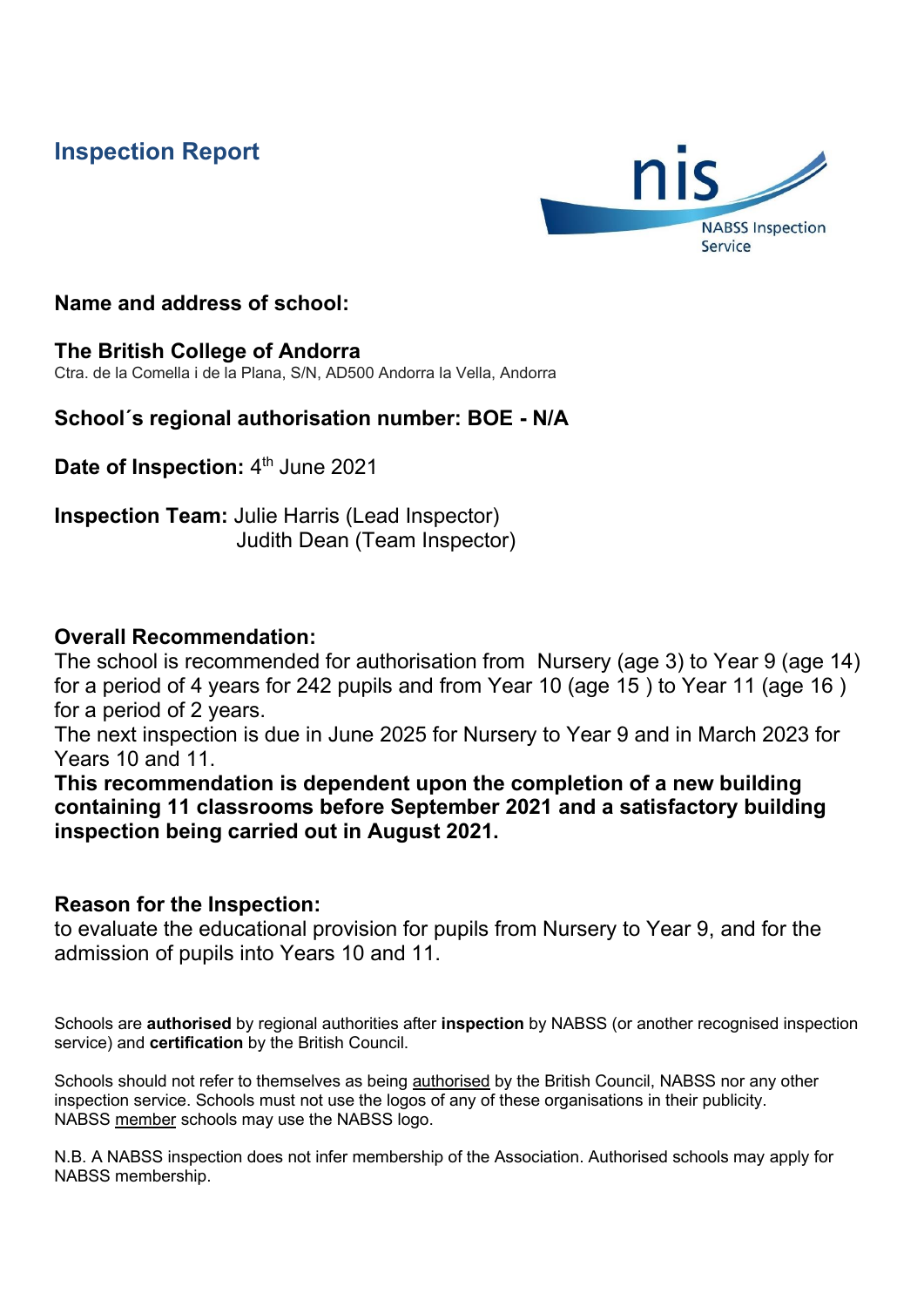# Inspection Report

nis NABSS Inspection Service

**Name and address of school:**

**The British College of Andorra**
Ctra. de la Comella i de la Plana, S/N, AD500 Andorra la Vella, Andorra

**School´s regional authorisation number: BOE - N/A**

**Date of Inspection:** 4th June 2021

**Inspection Team:** Julie Harris (Lead Inspector)
Judith Dean (Team Inspector)

**Overall Recommendation:**

The school is recommended for authorisation from Nursery (age 3) to Year 9 (age 14) for a period of 4 years for 242 pupils and from Year 10 (age 15 ) to Year 11 (age 16 ) for a period of 2 years.

The next inspection is due in June 2025 for Nursery to Year 9 and in March 2023 for Years 10 and 11.

**This recommendation is dependent upon the completion of a new building containing 11 classrooms before September 2021 and a satisfactory building inspection being carried out in August 2021.**

**Reason for the Inspection:**

to evaluate the educational provision for pupils from Nursery to Year 9, and for the admission of pupils into Years 10 and 11.

Schools are **authorised** by regional authorities after **inspection** by NABSS (or another recognised inspection service) and **certification** by the British Council.

Schools should not refer to themselves as being authorised by the British Council, NABSS nor any other inspection service. Schools must not use the logos of any of these organisations in their publicity. NABSS member schools may use the NABSS logo.

N.B. A NABSS inspection does not infer membership of the Association. Authorised schools may apply for NABSS membership.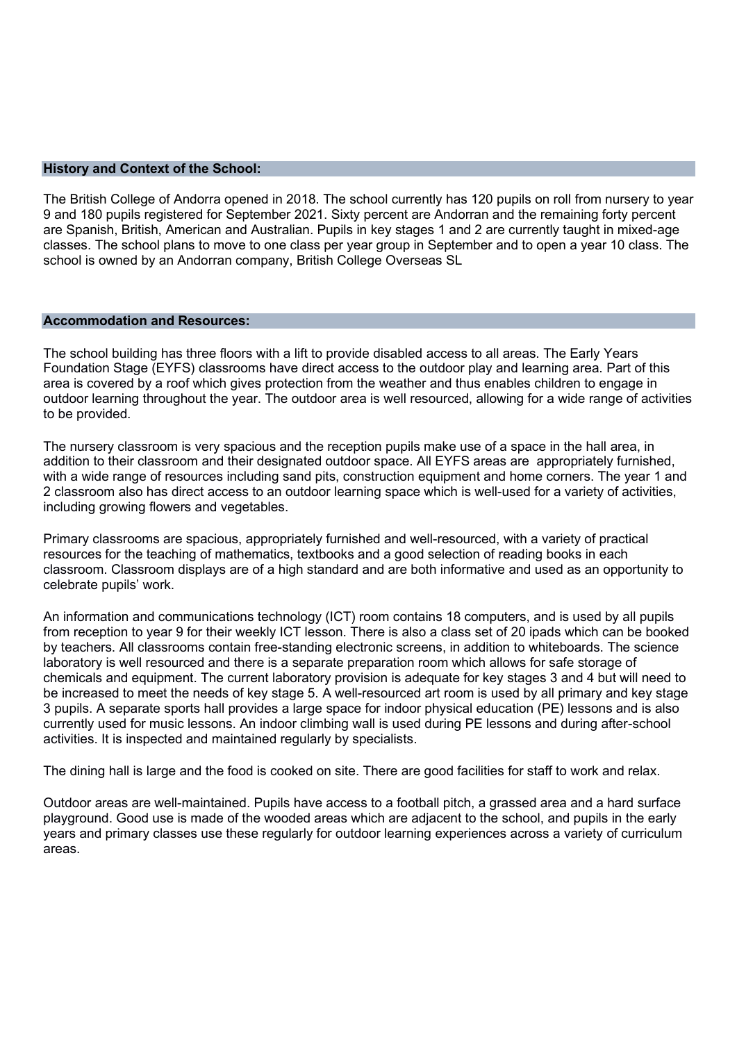## History and Context of the School:

The British College of Andorra opened in 2018. The school currently has 120 pupils on roll from nursery to year 9 and 180 pupils registered for September 2021. Sixty percent are Andorran and the remaining forty percent are Spanish, British, American and Australian. Pupils in key stages 1 and 2 are currently taught in mixed-age classes. The school plans to move to one class per year group in September and to open a year 10 class. The school is owned by an Andorran company, British College Overseas SL

## Accommodation and Resources:

The school building has three floors with a lift to provide disabled access to all areas. The Early Years Foundation Stage (EYFS) classrooms have direct access to the outdoor play and learning area. Part of this area is covered by a roof which gives protection from the weather and thus enables children to engage in outdoor learning throughout the year. The outdoor area is well resourced, allowing for a wide range of activities to be provided.

The nursery classroom is very spacious and the reception pupils make use of a space in the hall area, in addition to their classroom and their designated outdoor space. All EYFS areas are appropriately furnished, with a wide range of resources including sand pits, construction equipment and home corners. The year 1 and 2 classroom also has direct access to an outdoor learning space which is well-used for a variety of activities, including growing flowers and vegetables.

Primary classrooms are spacious, appropriately furnished and well-resourced, with a variety of practical resources for the teaching of mathematics, textbooks and a good selection of reading books in each classroom. Classroom displays are of a high standard and are both informative and used as an opportunity to celebrate pupils' work.

An information and communications technology (ICT) room contains 18 computers, and is used by all pupils from reception to year 9 for their weekly ICT lesson. There is also a class set of 20 ipads which can be booked by teachers. All classrooms contain free-standing electronic screens, in addition to whiteboards. The science laboratory is well resourced and there is a separate preparation room which allows for safe storage of chemicals and equipment. The current laboratory provision is adequate for key stages 3 and 4 but will need to be increased to meet the needs of key stage 5. A well-resourced art room is used by all primary and key stage 3 pupils. A separate sports hall provides a large space for indoor physical education (PE) lessons and is also currently used for music lessons. An indoor climbing wall is used during PE lessons and during after-school activities. It is inspected and maintained regularly by specialists.

The dining hall is large and the food is cooked on site. There are good facilities for staff to work and relax.

Outdoor areas are well-maintained. Pupils have access to a football pitch, a grassed area and a hard surface playground. Good use is made of the wooded areas which are adjacent to the school, and pupils in the early years and primary classes use these regularly for outdoor learning experiences across a variety of curriculum areas.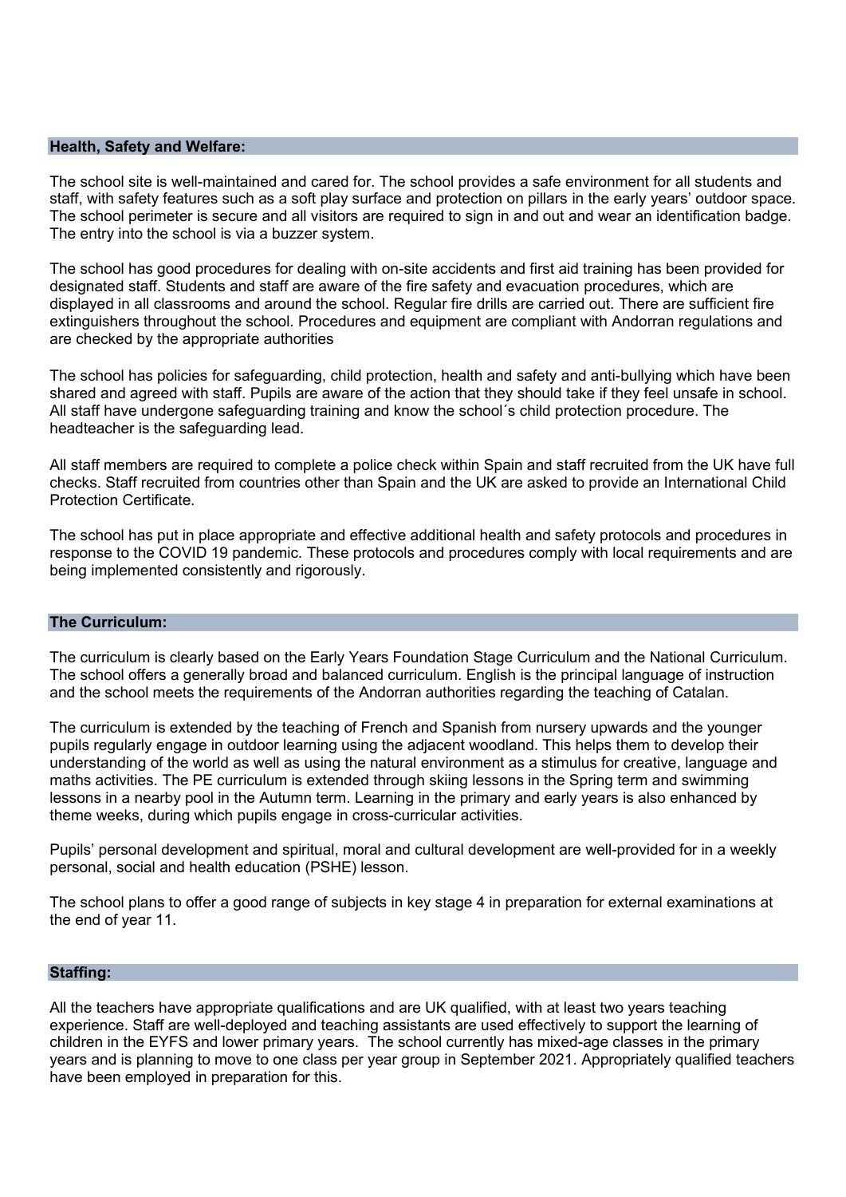## Health, Safety and Welfare:

The school site is well-maintained and cared for. The school provides a safe environment for all students and staff, with safety features such as a soft play surface and protection on pillars in the early years' outdoor space. The school perimeter is secure and all visitors are required to sign in and out and wear an identification badge. The entry into the school is via a buzzer system.

The school has good procedures for dealing with on-site accidents and first aid training has been provided for designated staff. Students and staff are aware of the fire safety and evacuation procedures, which are displayed in all classrooms and around the school. Regular fire drills are carried out. There are sufficient fire extinguishers throughout the school. Procedures and equipment are compliant with Andorran regulations and are checked by the appropriate authorities

The school has policies for safeguarding, child protection, health and safety and anti-bullying which have been shared and agreed with staff. Pupils are aware of the action that they should take if they feel unsafe in school. All staff have undergone safeguarding training and know the school´s child protection procedure. The headteacher is the safeguarding lead.

All staff members are required to complete a police check within Spain and staff recruited from the UK have full checks. Staff recruited from countries other than Spain and the UK are asked to provide an International Child Protection Certificate.

The school has put in place appropriate and effective additional health and safety protocols and procedures in response to the COVID 19 pandemic. These protocols and procedures comply with local requirements and are being implemented consistently and rigorously.

## The Curriculum:

The curriculum is clearly based on the Early Years Foundation Stage Curriculum and the National Curriculum. The school offers a generally broad and balanced curriculum. English is the principal language of instruction and the school meets the requirements of the Andorran authorities regarding the teaching of Catalan.

The curriculum is extended by the teaching of French and Spanish from nursery upwards and the younger pupils regularly engage in outdoor learning using the adjacent woodland. This helps them to develop their understanding of the world as well as using the natural environment as a stimulus for creative, language and maths activities. The PE curriculum is extended through skiing lessons in the Spring term and swimming lessons in a nearby pool in the Autumn term. Learning in the primary and early years is also enhanced by theme weeks, during which pupils engage in cross-curricular activities.

Pupils' personal development and spiritual, moral and cultural development are well-provided for in a weekly personal, social and health education (PSHE) lesson.

The school plans to offer a good range of subjects in key stage 4 in preparation for external examinations at the end of year 11.

## Staffing:

All the teachers have appropriate qualifications and are UK qualified, with at least two years teaching experience. Staff are well-deployed and teaching assistants are used effectively to support the learning of children in the EYFS and lower primary years. The school currently has mixed-age classes in the primary years and is planning to move to one class per year group in September 2021. Appropriately qualified teachers have been employed in preparation for this.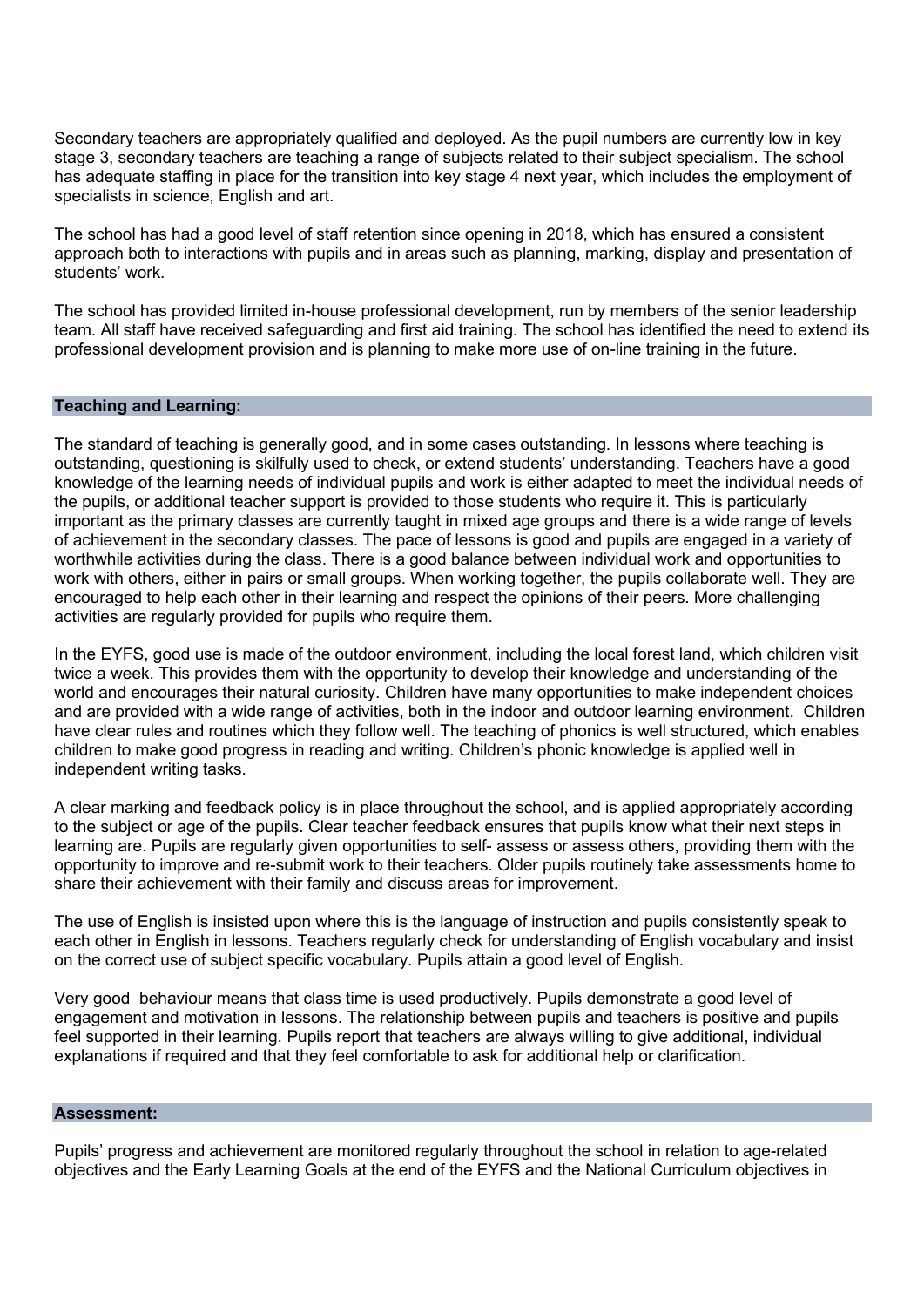Secondary teachers are appropriately qualified and deployed. As the pupil numbers are currently low in key stage 3, secondary teachers are teaching a range of subjects related to their subject specialism. The school has adequate staffing in place for the transition into key stage 4 next year, which includes the employment of specialists in science, English and art.

The school has had a good level of staff retention since opening in 2018, which has ensured a consistent approach both to interactions with pupils and in areas such as planning, marking, display and presentation of students' work.

The school has provided limited in-house professional development, run by members of the senior leadership team. All staff have received safeguarding and first aid training. The school has identified the need to extend its professional development provision and is planning to make more use of on-line training in the future.

## Teaching and Learning:

The standard of teaching is generally good, and in some cases outstanding. In lessons where teaching is outstanding, questioning is skilfully used to check, or extend students' understanding. Teachers have a good knowledge of the learning needs of individual pupils and work is either adapted to meet the individual needs of the pupils, or additional teacher support is provided to those students who require it. This is particularly important as the primary classes are currently taught in mixed age groups and there is a wide range of levels of achievement in the secondary classes. The pace of lessons is good and pupils are engaged in a variety of worthwhile activities during the class. There is a good balance between individual work and opportunities to work with others, either in pairs or small groups. When working together, the pupils collaborate well. They are encouraged to help each other in their learning and respect the opinions of their peers. More challenging activities are regularly provided for pupils who require them.

In the EYFS, good use is made of the outdoor environment, including the local forest land, which children visit twice a week. This provides them with the opportunity to develop their knowledge and understanding of the world and encourages their natural curiosity. Children have many opportunities to make independent choices and are provided with a wide range of activities, both in the indoor and outdoor learning environment. Children have clear rules and routines which they follow well. The teaching of phonics is well structured, which enables children to make good progress in reading and writing. Children's phonic knowledge is applied well in independent writing tasks.

A clear marking and feedback policy is in place throughout the school, and is applied appropriately according to the subject or age of the pupils. Clear teacher feedback ensures that pupils know what their next steps in learning are. Pupils are regularly given opportunities to self- assess or assess others, providing them with the opportunity to improve and re-submit work to their teachers. Older pupils routinely take assessments home to share their achievement with their family and discuss areas for improvement.

The use of English is insisted upon where this is the language of instruction and pupils consistently speak to each other in English in lessons. Teachers regularly check for understanding of English vocabulary and insist on the correct use of subject specific vocabulary. Pupils attain a good level of English.

Very good behaviour means that class time is used productively. Pupils demonstrate a good level of engagement and motivation in lessons. The relationship between pupils and teachers is positive and pupils feel supported in their learning. Pupils report that teachers are always willing to give additional, individual explanations if required and that they feel comfortable to ask for additional help or clarification.

## Assessment:

Pupils' progress and achievement are monitored regularly throughout the school in relation to age-related objectives and the Early Learning Goals at the end of the EYFS and the National Curriculum objectives in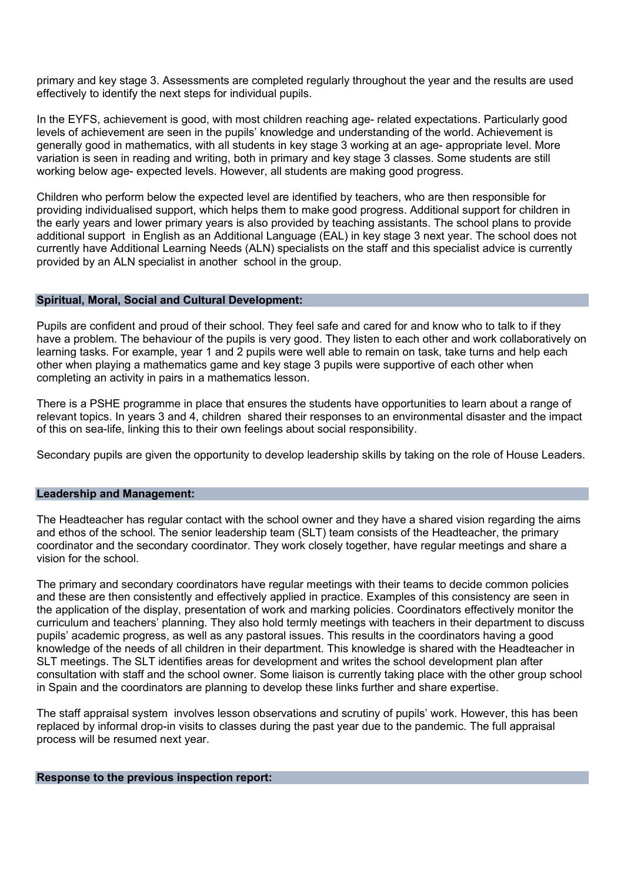primary and key stage 3. Assessments are completed regularly throughout the year and the results are used effectively to identify the next steps for individual pupils.

In the EYFS, achievement is good, with most children reaching age- related expectations. Particularly good levels of achievement are seen in the pupils' knowledge and understanding of the world. Achievement is generally good in mathematics, with all students in key stage 3 working at an age- appropriate level. More variation is seen in reading and writing, both in primary and key stage 3 classes. Some students are still working below age- expected levels. However, all students are making good progress.

Children who perform below the expected level are identified by teachers, who are then responsible for providing individualised support, which helps them to make good progress. Additional support for children in the early years and lower primary years is also provided by teaching assistants. The school plans to provide additional support in English as an Additional Language (EAL) in key stage 3 next year. The school does not currently have Additional Learning Needs (ALN) specialists on the staff and this specialist advice is currently provided by an ALN specialist in another school in the group.

## Spiritual, Moral, Social and Cultural Development:

Pupils are confident and proud of their school. They feel safe and cared for and know who to talk to if they have a problem. The behaviour of the pupils is very good. They listen to each other and work collaboratively on learning tasks. For example, year 1 and 2 pupils were well able to remain on task, take turns and help each other when playing a mathematics game and key stage 3 pupils were supportive of each other when completing an activity in pairs in a mathematics lesson.

There is a PSHE programme in place that ensures the students have opportunities to learn about a range of relevant topics. In years 3 and 4, children shared their responses to an environmental disaster and the impact of this on sea-life, linking this to their own feelings about social responsibility.

Secondary pupils are given the opportunity to develop leadership skills by taking on the role of House Leaders.

## Leadership and Management:

The Headteacher has regular contact with the school owner and they have a shared vision regarding the aims and ethos of the school. The senior leadership team (SLT) team consists of the Headteacher, the primary coordinator and the secondary coordinator. They work closely together, have regular meetings and share a vision for the school.

The primary and secondary coordinators have regular meetings with their teams to decide common policies and these are then consistently and effectively applied in practice. Examples of this consistency are seen in the application of the display, presentation of work and marking policies. Coordinators effectively monitor the curriculum and teachers' planning. They also hold termly meetings with teachers in their department to discuss pupils' academic progress, as well as any pastoral issues. This results in the coordinators having a good knowledge of the needs of all children in their department. This knowledge is shared with the Headteacher in SLT meetings. The SLT identifies areas for development and writes the school development plan after consultation with staff and the school owner. Some liaison is currently taking place with the other group school in Spain and the coordinators are planning to develop these links further and share expertise.

The staff appraisal system involves lesson observations and scrutiny of pupils' work. However, this has been replaced by informal drop-in visits to classes during the past year due to the pandemic. The full appraisal process will be resumed next year.

## Response to the previous inspection report: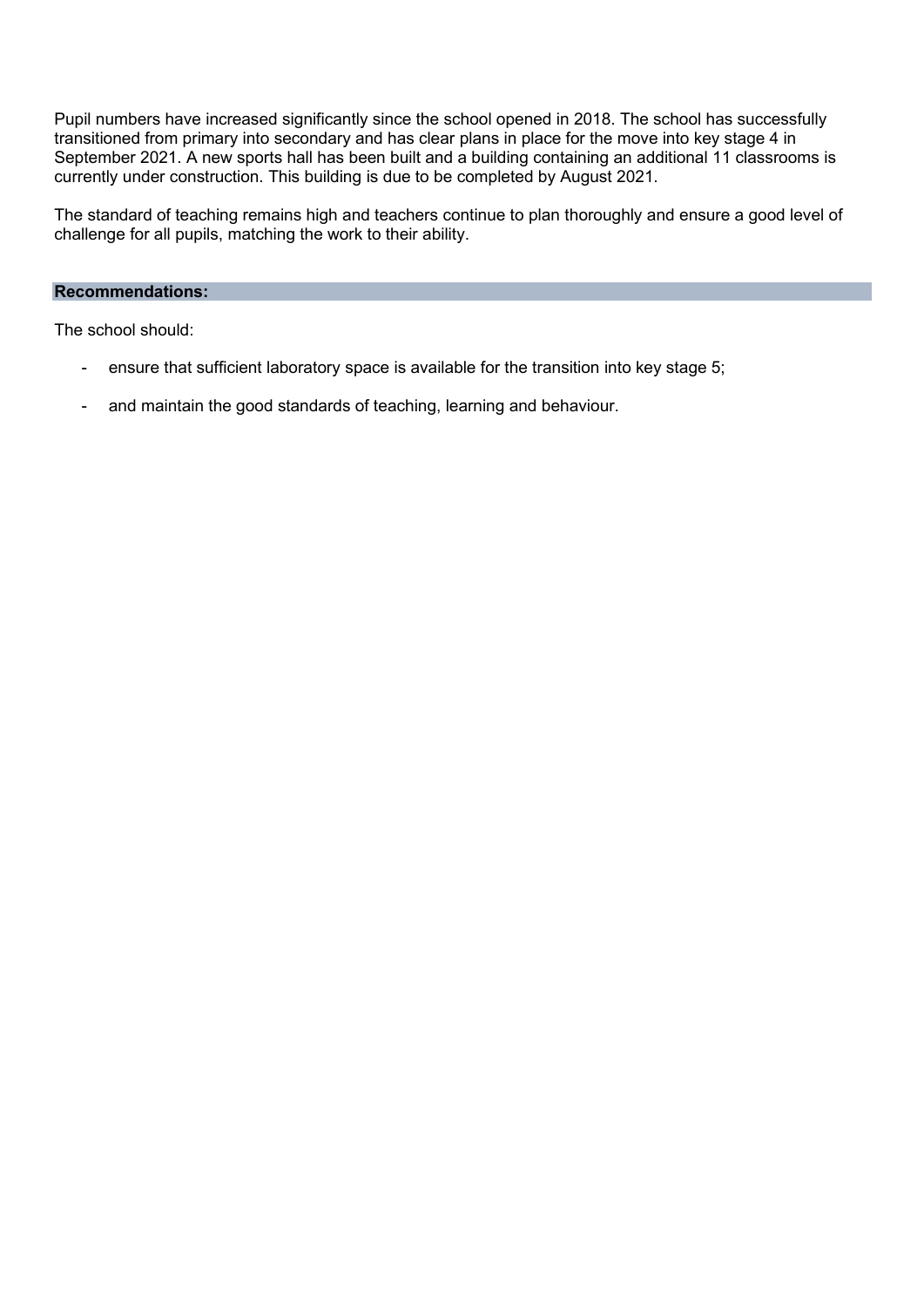Pupil numbers have increased significantly since the school opened in 2018. The school has successfully transitioned from primary into secondary and has clear plans in place for the move into key stage 4 in September 2021. A new sports hall has been built and a building containing an additional 11 classrooms is currently under construction. This building is due to be completed by August 2021.

The standard of teaching remains high and teachers continue to plan thoroughly and ensure a good level of challenge for all pupils, matching the work to their ability.

**Recommendations:**

The school should:

- ensure that sufficient laboratory space is available for the transition into key stage 5;
- and maintain the good standards of teaching, learning and behaviour.